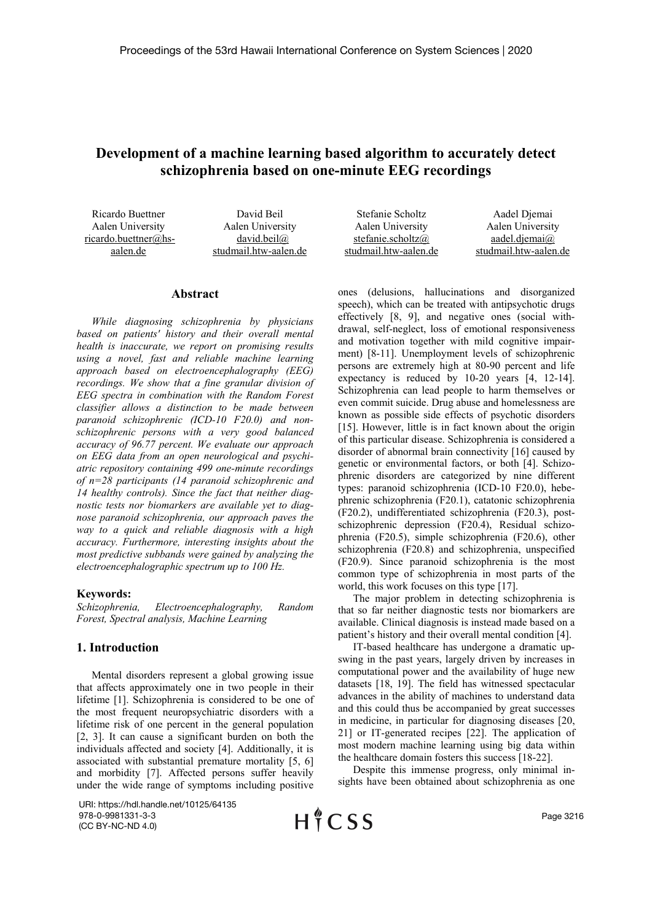# Development of a machine learning based algorithm to accurately detect schizophrenia based on one-minute EEG recordings

Ricardo Buettner
Aalen University
ricardo.buettner@hs-aalen.de

David Beil
Aalen University
david.beil@studmail.htw-aalen.de

Stefanie Scholtz
Aalen University
stefanie.scholtz@studmail.htw-aalen.de

Aadel Djemai
Aalen University
aadel.djemai@studmail.htw-aalen.de

## Abstract

*While diagnosing schizophrenia by physicians based on patients' history and their overall mental health is inaccurate, we report on promising results using a novel, fast and reliable machine learning approach based on electroencephalography (EEG) recordings. We show that a fine granular division of EEG spectra in combination with the Random Forest classifier allows a distinction to be made between paranoid schizophrenic (ICD-10 F20.0) and non-schizophrenic persons with a very good balanced accuracy of 96.77 percent. We evaluate our approach on EEG data from an open neurological and psychiatric repository containing 499 one-minute recordings of n=28 participants (14 paranoid schizophrenic and 14 healthy controls). Since the fact that neither diagnostic tests nor biomarkers are available yet to diagnose paranoid schizophrenia, our approach paves the way to a quick and reliable diagnosis with a high accuracy. Furthermore, interesting insights about the most predictive subbands were gained by analyzing the electroencephalographic spectrum up to 100 Hz.*

**Keywords:**
*Schizophrenia, Electroencephalography, Random Forest, Spectral analysis, Machine Learning*

## 1. Introduction

Mental disorders represent a global growing issue that affects approximately one in two people in their lifetime [1]. Schizophrenia is considered to be one of the most frequent neuropsychiatric disorders with a lifetime risk of one percent in the general population [2, 3]. It can cause a significant burden on both the individuals affected and society [4]. Additionally, it is associated with substantial premature mortality [5, 6] and morbidity [7]. Affected persons suffer heavily under the wide range of symptoms including positive ones (delusions, hallucinations and disorganized speech), which can be treated with antipsychotic drugs effectively [8, 9], and negative ones (social withdrawal, self-neglect, loss of emotional responsiveness and motivation together with mild cognitive impairment) [8-11]. Unemployment levels of schizophrenic persons are extremely high at 80-90 percent and life expectancy is reduced by 10-20 years [4, 12-14]. Schizophrenia can lead people to harm themselves or even commit suicide. Drug abuse and homelessness are known as possible side effects of psychotic disorders [15]. However, little is in fact known about the origin of this particular disease. Schizophrenia is considered a disorder of abnormal brain connectivity [16] caused by genetic or environmental factors, or both [4]. Schizophrenic disorders are categorized by nine different types: paranoid schizophrenia (ICD-10 F20.0), hebephrenic schizophrenia (F20.1), catatonic schizophrenia (F20.2), undifferentiated schizophrenia (F20.3), post-schizophrenic depression (F20.4), Residual schizophrenia (F20.5), simple schizophrenia (F20.6), other schizophrenia (F20.8) and schizophrenia, unspecified (F20.9). Since paranoid schizophrenia is the most common type of schizophrenia in most parts of the world, this work focuses on this type [17].

The major problem in detecting schizophrenia is that so far neither diagnostic tests nor biomarkers are available. Clinical diagnosis is instead made based on a patient's history and their overall mental condition [4].

IT-based healthcare has undergone a dramatic upswing in the past years, largely driven by increases in computational power and the availability of huge new datasets [18, 19]. The field has witnessed spectacular advances in the ability of machines to understand data and this could thus be accompanied by great successes in medicine, in particular for diagnosing diseases [20, 21] or IT-generated recipes [22]. The application of most modern machine learning using big data within the healthcare domain fosters this success [18-22].

Despite this immense progress, only minimal insights have been obtained about schizophrenia as one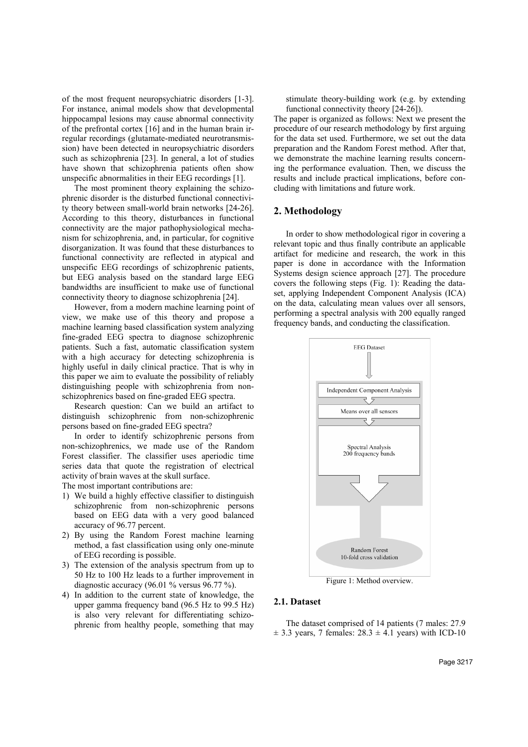of the most frequent neuropsychiatric disorders [1-3]. For instance, animal models show that developmental hippocampal lesions may cause abnormal connectivity of the prefrontal cortex [16] and in the human brain irregular recordings (glutamate-mediated neurotransmission) have been detected in neuropsychiatric disorders such as schizophrenia [23]. In general, a lot of studies have shown that schizophrenia patients often show unspecific abnormalities in their EEG recordings [1].

The most prominent theory explaining the schizophrenic disorder is the disturbed functional connectivity theory between small-world brain networks [24-26]. According to this theory, disturbances in functional connectivity are the major pathophysiological mechanism for schizophrenia, and, in particular, for cognitive disorganization. It was found that these disturbances to functional connectivity are reflected in atypical and unspecific EEG recordings of schizophrenic patients, but EEG analysis based on the standard large EEG bandwidths are insufficient to make use of functional connectivity theory to diagnose schizophrenia [24].

However, from a modern machine learning point of view, we make use of this theory and propose a machine learning based classification system analyzing fine-graded EEG spectra to diagnose schizophrenic patients. Such a fast, automatic classification system with a high accuracy for detecting schizophrenia is highly useful in daily clinical practice. That is why in this paper we aim to evaluate the possibility of reliably distinguishing people with schizophrenia from non-schizophrenics based on fine-graded EEG spectra.

Research question: Can we build an artifact to distinguish schizophrenic from non-schizophrenic persons based on fine-graded EEG spectra?

In order to identify schizophrenic persons from non-schizophrenics, we made use of the Random Forest classifier. The classifier uses aperiodic time series data that quote the registration of electrical activity of brain waves at the skull surface.

The most important contributions are:

1) We build a highly effective classifier to distinguish schizophrenic from non-schizophrenic persons based on EEG data with a very good balanced accuracy of 96.77 percent.
2) By using the Random Forest machine learning method, a fast classification using only one-minute of EEG recording is possible.
3) The extension of the analysis spectrum from up to 50 Hz to 100 Hz leads to a further improvement in diagnostic accuracy (96.01 % versus 96.77 %).
4) In addition to the current state of knowledge, the upper gamma frequency band (96.5 Hz to 99.5 Hz) is also very relevant for differentiating schizophrenic from healthy people, something that may stimulate theory-building work (e.g. by extending functional connectivity theory [24-26]).

The paper is organized as follows: Next we present the procedure of our research methodology by first arguing for the data set used. Furthermore, we set out the data preparation and the Random Forest method. After that, we demonstrate the machine learning results concerning the performance evaluation. Then, we discuss the results and include practical implications, before concluding with limitations and future work.

## 2. Methodology

In order to show methodological rigor in covering a relevant topic and thus finally contribute an applicable artifact for medicine and research, the work in this paper is done in accordance with the Information Systems design science approach [27]. The procedure covers the following steps (Fig. 1): Reading the dataset, applying Independent Component Analysis (ICA) on the data, calculating mean values over all sensors, performing a spectral analysis with 200 equally ranged frequency bands, and conducting the classification.

EEG Dataset → Independent Component Analysis → Means over all sensors → Spectral Analysis 200 frequency bands → Random Forest 10-fold cross validation

Figure 1: Method overview.

### 2.1. Dataset

The dataset comprised of 14 patients (7 males: 27.9 ± 3.3 years, 7 females: 28.3 ± 4.1 years) with ICD-10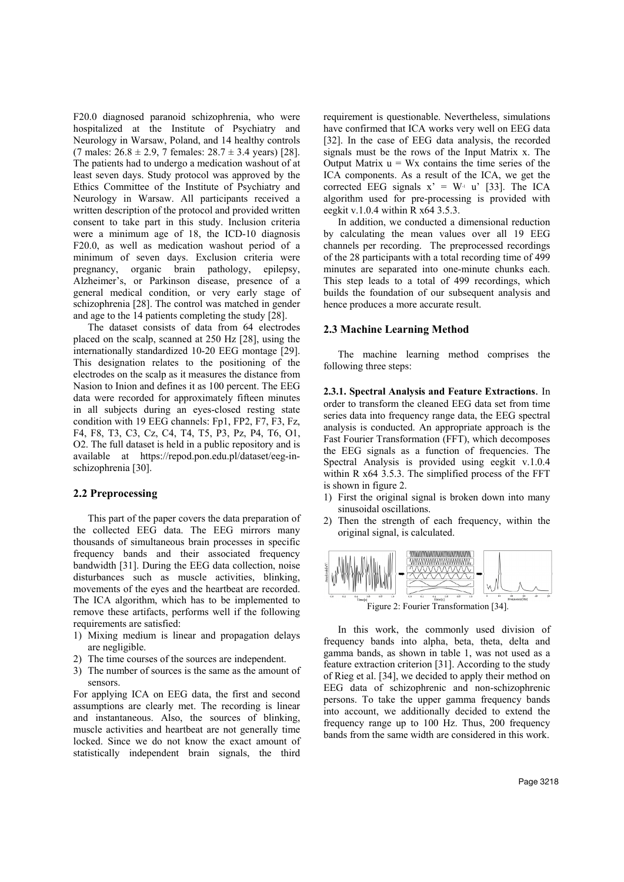F20.0 diagnosed paranoid schizophrenia, who were hospitalized at the Institute of Psychiatry and Neurology in Warsaw, Poland, and 14 healthy controls (7 males: $26.8 \pm 2.9$, 7 females: $28.7 \pm 3.4$ years) [28]. The patients had to undergo a medication washout of at least seven days. Study protocol was approved by the Ethics Committee of the Institute of Psychiatry and Neurology in Warsaw. All participants received a written description of the protocol and provided written consent to take part in this study. Inclusion criteria were a minimum age of 18, the ICD-10 diagnosis F20.0, as well as medication washout period of a minimum of seven days. Exclusion criteria were pregnancy, organic brain pathology, epilepsy, Alzheimer's, or Parkinson disease, presence of a general medical condition, or very early stage of schizophrenia [28]. The control was matched in gender and age to the 14 patients completing the study [28].

The dataset consists of data from 64 electrodes placed on the scalp, scanned at 250 Hz [28], using the internationally standardized 10-20 EEG montage [29]. This designation relates to the positioning of the electrodes on the scalp as it measures the distance from Nasion to Inion and defines it as 100 percent. The EEG data were recorded for approximately fifteen minutes in all subjects during an eyes-closed resting state condition with 19 EEG channels: Fp1, FP2, F7, F3, Fz, F4, F8, T3, C3, Cz, C4, T4, T5, P3, Pz, P4, T6, O1, O2. The full dataset is held in a public repository and is available at https://repod.pon.edu.pl/dataset/eeg-in-schizophrenia [30].

## 2.2 Preprocessing

This part of the paper covers the data preparation of the collected EEG data. The EEG mirrors many thousands of simultaneous brain processes in specific frequency bands and their associated frequency bandwidth [31]. During the EEG data collection, noise disturbances such as muscle activities, blinking, movements of the eyes and the heartbeat are recorded. The ICA algorithm, which has to be implemented to remove these artifacts, performs well if the following requirements are satisfied:

1) Mixing medium is linear and propagation delays are negligible.
2) The time courses of the sources are independent.
3) The number of sources is the same as the amount of sensors.

For applying ICA on EEG data, the first and second assumptions are clearly met. The recording is linear and instantaneous. Also, the sources of blinking, muscle activities and heartbeat are not generally time locked. Since we do not know the exact amount of statistically independent brain signals, the third requirement is questionable. Nevertheless, simulations have confirmed that ICA works very well on EEG data [32]. In the case of EEG data analysis, the recorded signals must be the rows of the Input Matrix x. The Output Matrix $u = Wx$ contains the time series of the ICA components. As a result of the ICA, we get the corrected EEG signals $x' = W^{-1} u'$ [33]. The ICA algorithm used for pre-processing is provided with eegkit v.1.0.4 within R x64 3.5.3.

In addition, we conducted a dimensional reduction by calculating the mean values over all 19 EEG channels per recording. The preprocessed recordings of the 28 participants with a total recording time of 499 minutes are separated into one-minute chunks each. This step leads to a total of 499 recordings, which builds the foundation of our subsequent analysis and hence produces a more accurate result.

## 2.3 Machine Learning Method

The machine learning method comprises the following three steps:

**2.3.1. Spectral Analysis and Feature Extractions**. In order to transform the cleaned EEG data set from time series data into frequency range data, the EEG spectral analysis is conducted. An appropriate approach is the Fast Fourier Transformation (FFT), which decomposes the EEG signals as a function of frequencies. The Spectral Analysis is provided using eegkit v.1.0.4 within R x64 3.5.3. The simplified process of the FFT is shown in figure 2.

1) First the original signal is broken down into many sinusoidal oscillations.
2) Then the strength of each frequency, within the original signal, is calculated.

Figure 2: Fourier Transformation [34].

In this work, the commonly used division of frequency bands into alpha, beta, theta, delta and gamma bands, as shown in table 1, was not used as a feature extraction criterion [31]. According to the study of Rieg et al. [34], we decided to apply their method on EEG data of schizophrenic and non-schizophrenic persons. To take the upper gamma frequency bands into account, we additionally decided to extend the frequency range up to 100 Hz. Thus, 200 frequency bands from the same width are considered in this work.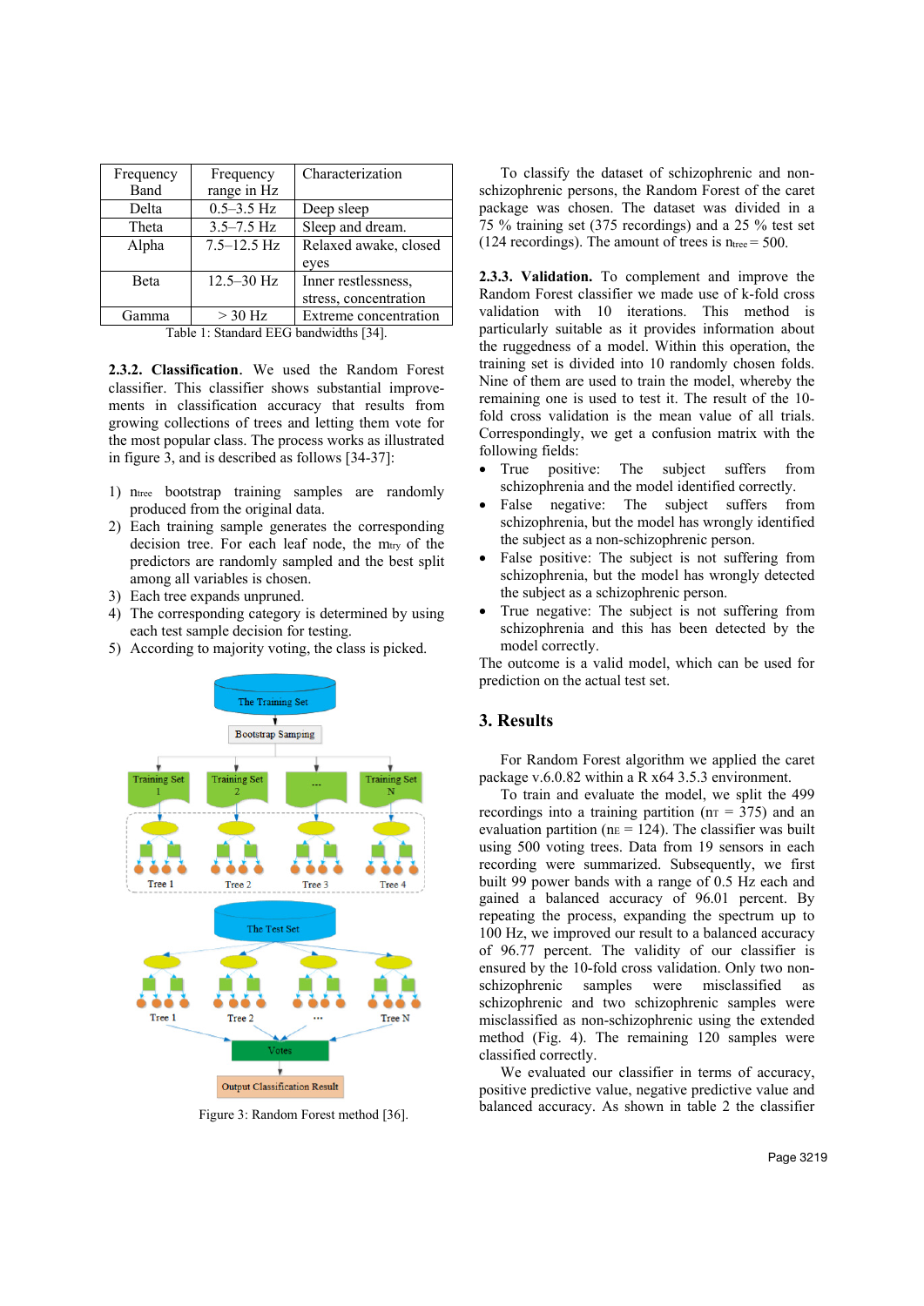| Frequency Band | Frequency range in Hz | Characterization |
|---|---|---|
| Delta | 0.5–3.5 Hz | Deep sleep |
| Theta | 3.5–7.5 Hz | Sleep and dream. |
| Alpha | 7.5–12.5 Hz | Relaxed awake, closed eyes |
| Beta | 12.5–30 Hz | Inner restlessness, stress, concentration |
| Gamma | > 30 Hz | Extreme concentration |

Table 1: Standard EEG bandwidths [34].

**2.3.2. Classification**. We used the Random Forest classifier. This classifier shows substantial improvements in classification accuracy that results from growing collections of trees and letting them vote for the most popular class. The process works as illustrated in figure 3, and is described as follows [34-37]:

1) $n_{tree}$ bootstrap training samples are randomly produced from the original data.
2) Each training sample generates the corresponding decision tree. For each leaf node, the $m_{try}$ of the predictors are randomly sampled and the best split among all variables is chosen.
3) Each tree expands unpruned.
4) The corresponding category is determined by using each test sample decision for testing.
5) According to majority voting, the class is picked.

Figure 3: Random Forest method [36].

To classify the dataset of schizophrenic and non-schizophrenic persons, the Random Forest of the caret package was chosen. The dataset was divided in a 75 % training set (375 recordings) and a 25 % test set (124 recordings). The amount of trees is $n_{tree} = 500$.

**2.3.3. Validation.** To complement and improve the Random Forest classifier we made use of k-fold cross validation with 10 iterations. This method is particularly suitable as it provides information about the ruggedness of a model. Within this operation, the training set is divided into 10 randomly chosen folds. Nine of them are used to train the model, whereby the remaining one is used to test it. The result of the 10-fold cross validation is the mean value of all trials. Correspondingly, we get a confusion matrix with the following fields:

- True positive: The subject suffers from schizophrenia and the model identified correctly.
- False negative: The subject suffers from schizophrenia, but the model has wrongly identified the subject as a non-schizophrenic person.
- False positive: The subject is not suffering from schizophrenia, but the model has wrongly detected the subject as a schizophrenic person.
- True negative: The subject is not suffering from schizophrenia and this has been detected by the model correctly.

The outcome is a valid model, which can be used for prediction on the actual test set.

## 3. Results

For Random Forest algorithm we applied the caret package v.6.0.82 within a R x64 3.5.3 environment.

To train and evaluate the model, we split the 499 recordings into a training partition ($n_T$ = 375) and an evaluation partition ($n_E$ = 124). The classifier was built using 500 voting trees. Data from 19 sensors in each recording were summarized. Subsequently, we first built 99 power bands with a range of 0.5 Hz each and gained a balanced accuracy of 96.01 percent. By repeating the process, expanding the spectrum up to 100 Hz, we improved our result to a balanced accuracy of 96.77 percent. The validity of our classifier is ensured by the 10-fold cross validation. Only two non-schizophrenic samples were misclassified as schizophrenic and two schizophrenic samples were misclassified as non-schizophrenic using the extended method (Fig. 4). The remaining 120 samples were classified correctly.

We evaluated our classifier in terms of accuracy, positive predictive value, negative predictive value and balanced accuracy. As shown in table 2 the classifier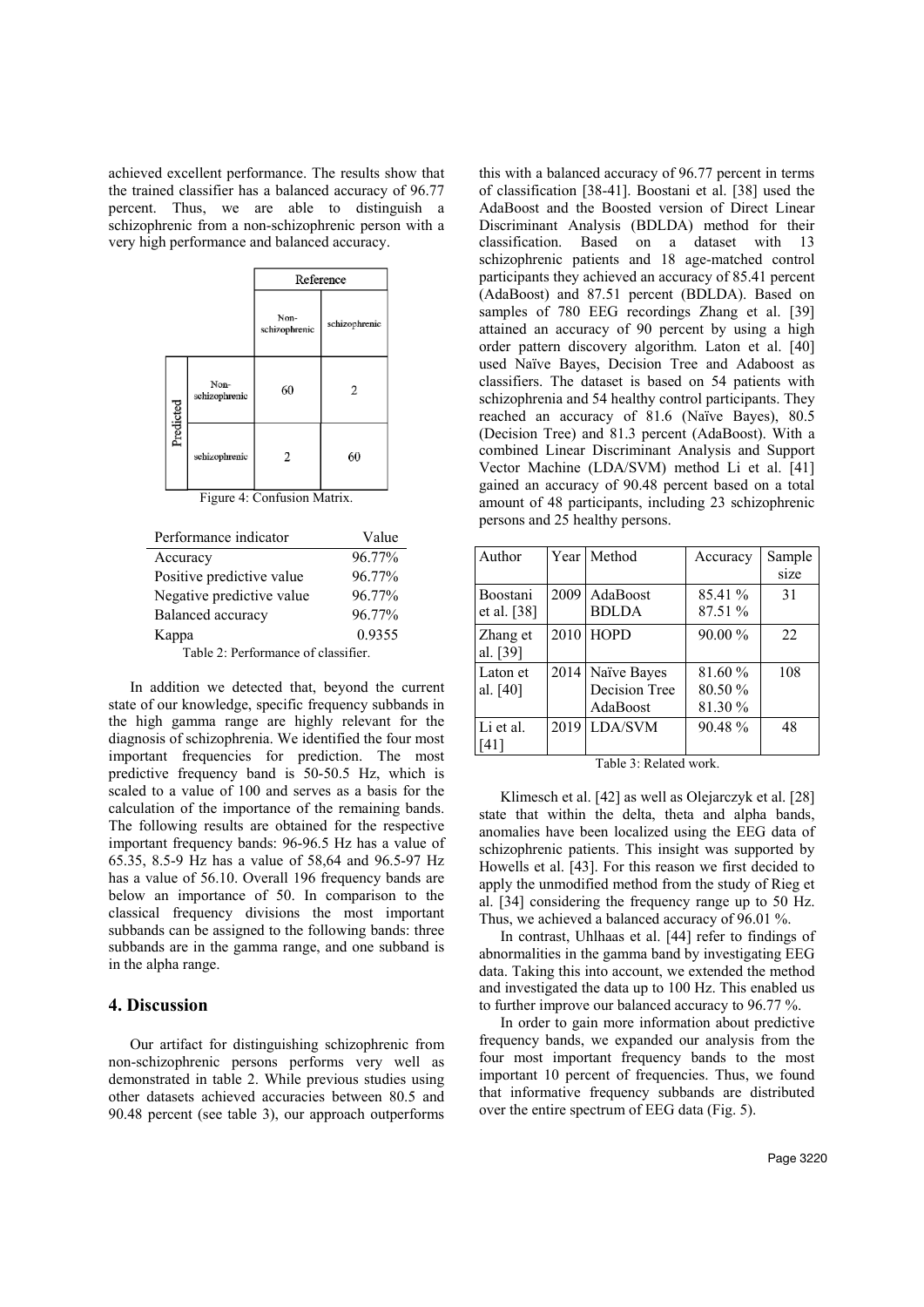achieved excellent performance. The results show that the trained classifier has a balanced accuracy of 96.77 percent. Thus, we are able to distinguish a schizophrenic from a non-schizophrenic person with a very high performance and balanced accuracy.

| | | Reference | |
|---|---|---|---|
| | | Non-schizophrenic | schizophrenic |
| Predicted | Non-schizophrenic | 60 | 2 |
| | schizophrenic | 2 | 60 |

Figure 4: Confusion Matrix.

| Performance indicator | Value |
|---|---|
| Accuracy | 96.77% |
| Positive predictive value | 96.77% |
| Negative predictive value | 96.77% |
| Balanced accuracy | 96.77% |
| Kappa | 0.9355 |

Table 2: Performance of classifier.

In addition we detected that, beyond the current state of our knowledge, specific frequency subbands in the high gamma range are highly relevant for the diagnosis of schizophrenia. We identified the four most important frequencies for prediction. The most predictive frequency band is 50-50.5 Hz, which is scaled to a value of 100 and serves as a basis for the calculation of the importance of the remaining bands. The following results are obtained for the respective important frequency bands: 96-96.5 Hz has a value of 65.35, 8.5-9 Hz has a value of 58,64 and 96.5-97 Hz has a value of 56.10. Overall 196 frequency bands are below an importance of 50. In comparison to the classical frequency divisions the most important subbands can be assigned to the following bands: three subbands are in the gamma range, and one subband is in the alpha range.

## 4. Discussion

Our artifact for distinguishing schizophrenic from non-schizophrenic persons performs very well as demonstrated in table 2. While previous studies using other datasets achieved accuracies between 80.5 and 90.48 percent (see table 3), our approach outperforms this with a balanced accuracy of 96.77 percent in terms of classification [38-41]. Boostani et al. [38] used the AdaBoost and the Boosted version of Direct Linear Discriminant Analysis (BDLDA) method for their classification. Based on a dataset with 13 schizophrenic patients and 18 age-matched control participants they achieved an accuracy of 85.41 percent (AdaBoost) and 87.51 percent (BDLDA). Based on samples of 780 EEG recordings Zhang et al. [39] attained an accuracy of 90 percent by using a high order pattern discovery algorithm. Laton et al. [40] used Naïve Bayes, Decision Tree and Adaboost as classifiers. The dataset is based on 54 patients with schizophrenia and 54 healthy control participants. They reached an accuracy of 81.6 (Naïve Bayes), 80.5 (Decision Tree) and 81.3 percent (AdaBoost). With a combined Linear Discriminant Analysis and Support Vector Machine (LDA/SVM) method Li et al. [41] gained an accuracy of 90.48 percent based on a total amount of 48 participants, including 23 schizophrenic persons and 25 healthy persons.

| Author | Year | Method | Accuracy | Sample size |
|---|---|---|---|---|
| Boostani et al. [38] | 2009 | AdaBoost<br>BDLDA | 85.41 %<br>87.51 % | 31 |
| Zhang et al. [39] | 2010 | HOPD | 90.00 % | 22 |
| Laton et al. [40] | 2014 | Naïve Bayes<br>Decision Tree<br>AdaBoost | 81.60 %<br>80.50 %<br>81.30 % | 108 |
| Li et al. [41] | 2019 | LDA/SVM | 90.48 % | 48 |

Table 3: Related work.

Klimesch et al. [42] as well as Olejarczyk et al. [28] state that within the delta, theta and alpha bands, anomalies have been localized using the EEG data of schizophrenic patients. This insight was supported by Howells et al. [43]. For this reason we first decided to apply the unmodified method from the study of Rieg et al. [34] considering the frequency range up to 50 Hz. Thus, we achieved a balanced accuracy of 96.01 %.

In contrast, Uhlhaas et al. [44] refer to findings of abnormalities in the gamma band by investigating EEG data. Taking this into account, we extended the method and investigated the data up to 100 Hz. This enabled us to further improve our balanced accuracy to 96.77 %.

In order to gain more information about predictive frequency bands, we expanded our analysis from the four most important frequency bands to the most important 10 percent of frequencies. Thus, we found that informative frequency subbands are distributed over the entire spectrum of EEG data (Fig. 5).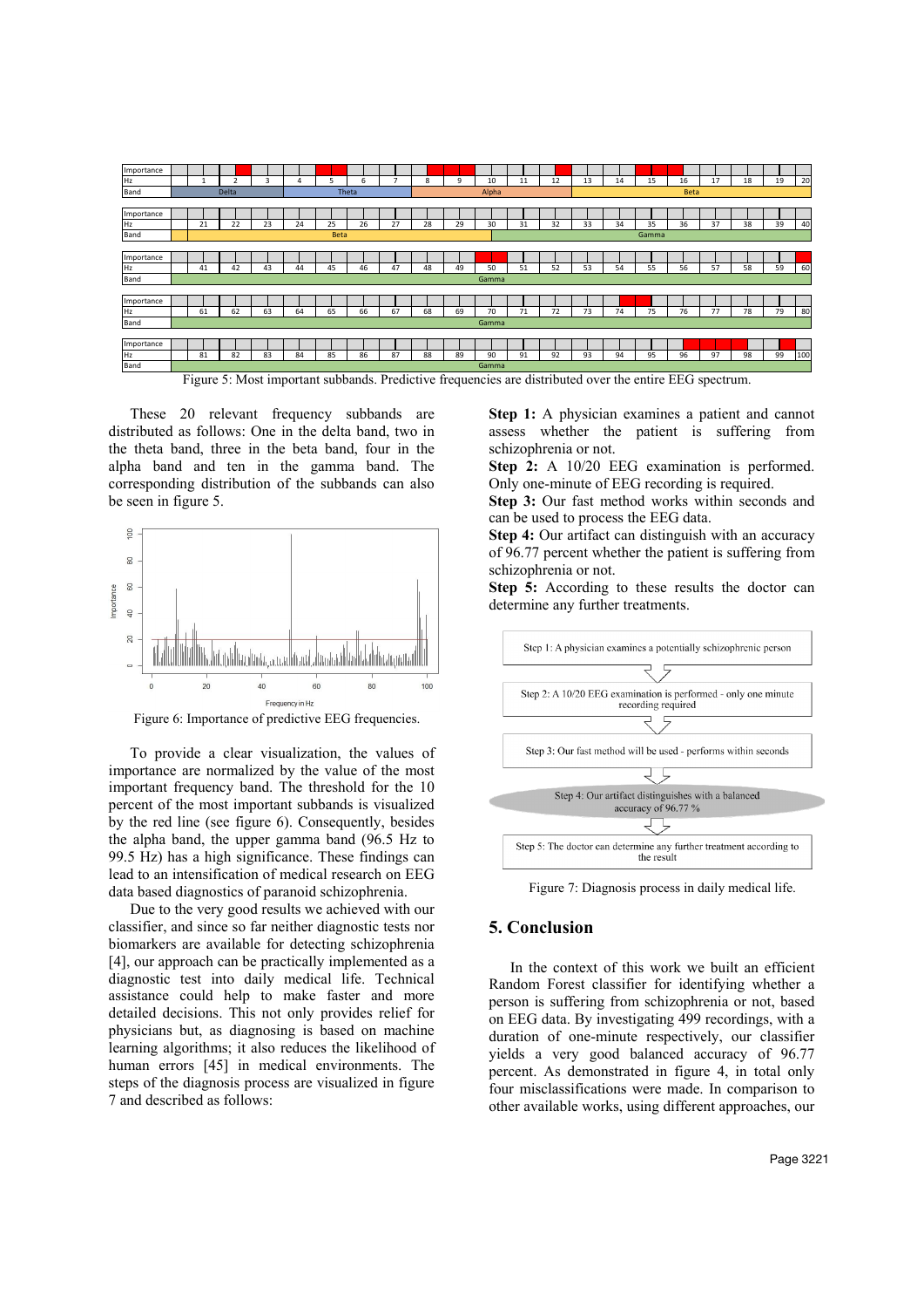Figure 5: Most important subbands. Predictive frequencies are distributed over the entire EEG spectrum.

These 20 relevant frequency subbands are distributed as follows: One in the delta band, two in the theta band, three in the beta band, four in the alpha band and ten in the gamma band. The corresponding distribution of the subbands can also be seen in figure 5.

Figure 6: Importance of predictive EEG frequencies.

To provide a clear visualization, the values of importance are normalized by the value of the most important frequency band. The threshold for the 10 percent of the most important subbands is visualized by the red line (see figure 6). Consequently, besides the alpha band, the upper gamma band (96.5 Hz to 99.5 Hz) has a high significance. These findings can lead to an intensification of medical research on EEG data based diagnostics of paranoid schizophrenia.

Due to the very good results we achieved with our classifier, and since so far neither diagnostic tests nor biomarkers are available for detecting schizophrenia [4], our approach can be practically implemented as a diagnostic test into daily medical life. Technical assistance could help to make faster and more detailed decisions. This not only provides relief for physicians but, as diagnosing is based on machine learning algorithms; it also reduces the likelihood of human errors [45] in medical environments. The steps of the diagnosis process are visualized in figure 7 and described as follows:

**Step 1:** A physician examines a patient and cannot assess whether the patient is suffering from schizophrenia or not.

**Step 2:** A 10/20 EEG examination is performed. Only one-minute of EEG recording is required.

**Step 3:** Our fast method works within seconds and can be used to process the EEG data.

**Step 4:** Our artifact can distinguish with an accuracy of 96.77 percent whether the patient is suffering from schizophrenia or not.

**Step 5:** According to these results the doctor can determine any further treatments.

Step 1: A physician examines a potentially schizophrenic person

Step 2: A 10/20 EEG examination is performed - only one minute recording required

Step 3: Our fast method will be used - performs within seconds

Step 4: Our artifact distinguishes with a balanced accuracy of 96.77 %

Step 5: The doctor can determine any further treatment according to the result

Figure 7: Diagnosis process in daily medical life.

## 5. Conclusion

In the context of this work we built an efficient Random Forest classifier for identifying whether a person is suffering from schizophrenia or not, based on EEG data. By investigating 499 recordings, with a duration of one-minute respectively, our classifier yields a very good balanced accuracy of 96.77 percent. As demonstrated in figure 4, in total only four misclassifications were made. In comparison to other available works, using different approaches, our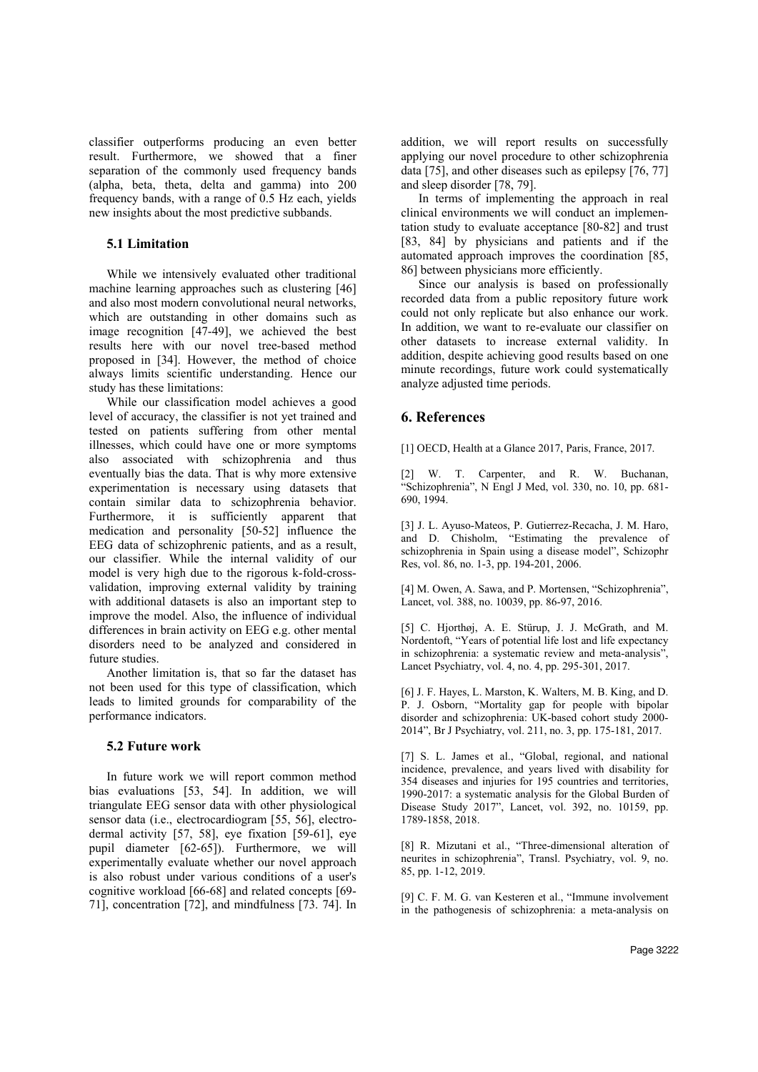classifier outperforms producing an even better result. Furthermore, we showed that a finer separation of the commonly used frequency bands (alpha, beta, theta, delta and gamma) into 200 frequency bands, with a range of 0.5 Hz each, yields new insights about the most predictive subbands.

### 5.1 Limitation

While we intensively evaluated other traditional machine learning approaches such as clustering [46] and also most modern convolutional neural networks, which are outstanding in other domains such as image recognition [47-49], we achieved the best results here with our novel tree-based method proposed in [34]. However, the method of choice always limits scientific understanding. Hence our study has these limitations:

While our classification model achieves a good level of accuracy, the classifier is not yet trained and tested on patients suffering from other mental illnesses, which could have one or more symptoms also associated with schizophrenia and thus eventually bias the data. That is why more extensive experimentation is necessary using datasets that contain similar data to schizophrenia behavior. Furthermore, it is sufficiently apparent that medication and personality [50-52] influence the EEG data of schizophrenic patients, and as a result, our classifier. While the internal validity of our model is very high due to the rigorous k-fold-cross-validation, improving external validity by training with additional datasets is also an important step to improve the model. Also, the influence of individual differences in brain activity on EEG e.g. other mental disorders need to be analyzed and considered in future studies.

Another limitation is, that so far the dataset has not been used for this type of classification, which leads to limited grounds for comparability of the performance indicators.

### 5.2 Future work

In future work we will report common method bias evaluations [53, 54]. In addition, we will triangulate EEG sensor data with other physiological sensor data (i.e., electrocardiogram [55, 56], electrodermal activity [57, 58], eye fixation [59-61], eye pupil diameter [62-65]). Furthermore, we will experimentally evaluate whether our novel approach is also robust under various conditions of a user's cognitive workload [66-68] and related concepts [69-71], concentration [72], and mindfulness [73. 74]. In addition, we will report results on successfully applying our novel procedure to other schizophrenia data [75], and other diseases such as epilepsy [76, 77] and sleep disorder [78, 79].

In terms of implementing the approach in real clinical environments we will conduct an implementation study to evaluate acceptance [80-82] and trust [83, 84] by physicians and patients and if the automated approach improves the coordination [85, 86] between physicians more efficiently.

Since our analysis is based on professionally recorded data from a public repository future work could not only replicate but also enhance our work. In addition, we want to re-evaluate our classifier on other datasets to increase external validity. In addition, despite achieving good results based on one minute recordings, future work could systematically analyze adjusted time periods.

## 6. References

[1] OECD, Health at a Glance 2017, Paris, France, 2017.

[2] W. T. Carpenter, and R. W. Buchanan, "Schizophrenia", N Engl J Med, vol. 330, no. 10, pp. 681-690, 1994.

[3] J. L. Ayuso-Mateos, P. Gutierrez-Recacha, J. M. Haro, and D. Chisholm, "Estimating the prevalence of schizophrenia in Spain using a disease model", Schizophr Res, vol. 86, no. 1-3, pp. 194-201, 2006.

[4] M. Owen, A. Sawa, and P. Mortensen, "Schizophrenia", Lancet, vol. 388, no. 10039, pp. 86-97, 2016.

[5] C. Hjorthøj, A. E. Stürup, J. J. McGrath, and M. Nordentoft, "Years of potential life lost and life expectancy in schizophrenia: a systematic review and meta-analysis", Lancet Psychiatry, vol. 4, no. 4, pp. 295-301, 2017.

[6] J. F. Hayes, L. Marston, K. Walters, M. B. King, and D. P. J. Osborn, "Mortality gap for people with bipolar disorder and schizophrenia: UK-based cohort study 2000-2014", Br J Psychiatry, vol. 211, no. 3, pp. 175-181, 2017.

[7] S. L. James et al., "Global, regional, and national incidence, prevalence, and years lived with disability for 354 diseases and injuries for 195 countries and territories, 1990-2017: a systematic analysis for the Global Burden of Disease Study 2017", Lancet, vol. 392, no. 10159, pp. 1789-1858, 2018.

[8] R. Mizutani et al., "Three-dimensional alteration of neurites in schizophrenia", Transl. Psychiatry, vol. 9, no. 85, pp. 1-12, 2019.

[9] C. F. M. G. van Kesteren et al., "Immune involvement in the pathogenesis of schizophrenia: a meta-analysis on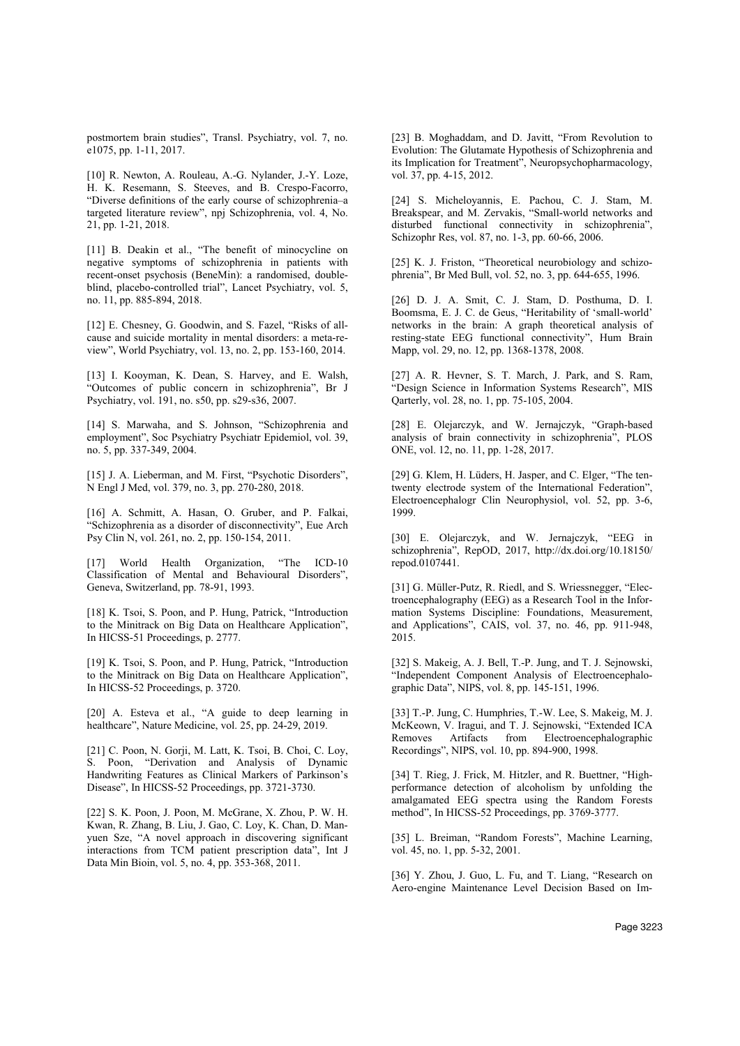postmortem brain studies", Transl. Psychiatry, vol. 7, no. e1075, pp. 1-11, 2017.

[10] R. Newton, A. Rouleau, A.-G. Nylander, J.-Y. Loze, H. K. Resemann, S. Steeves, and B. Crespo-Facorro, "Diverse definitions of the early course of schizophrenia–a targeted literature review", npj Schizophrenia, vol. 4, No. 21, pp. 1-21, 2018.

[11] B. Deakin et al., "The benefit of minocycline on negative symptoms of schizophrenia in patients with recent-onset psychosis (BeneMin): a randomised, double-blind, placebo-controlled trial", Lancet Psychiatry, vol. 5, no. 11, pp. 885-894, 2018.

[12] E. Chesney, G. Goodwin, and S. Fazel, "Risks of all-cause and suicide mortality in mental disorders: a meta-review", World Psychiatry, vol. 13, no. 2, pp. 153-160, 2014.

[13] I. Kooyman, K. Dean, S. Harvey, and E. Walsh, "Outcomes of public concern in schizophrenia", Br J Psychiatry, vol. 191, no. s50, pp. s29-s36, 2007.

[14] S. Marwaha, and S. Johnson, "Schizophrenia and employment", Soc Psychiatry Psychiatr Epidemiol, vol. 39, no. 5, pp. 337-349, 2004.

[15] J. A. Lieberman, and M. First, "Psychotic Disorders", N Engl J Med, vol. 379, no. 3, pp. 270-280, 2018.

[16] A. Schmitt, A. Hasan, O. Gruber, and P. Falkai, "Schizophrenia as a disorder of disconnectivity", Eue Arch Psy Clin N, vol. 261, no. 2, pp. 150-154, 2011.

[17] World Health Organization, "The ICD-10 Classification of Mental and Behavioural Disorders", Geneva, Switzerland, pp. 78-91, 1993.

[18] K. Tsoi, S. Poon, and P. Hung, Patrick, "Introduction to the Minitrack on Big Data on Healthcare Application", In HICSS-51 Proceedings, p. 2777.

[19] K. Tsoi, S. Poon, and P. Hung, Patrick, "Introduction to the Minitrack on Big Data on Healthcare Application", In HICSS-52 Proceedings, p. 3720.

[20] A. Esteva et al., "A guide to deep learning in healthcare", Nature Medicine, vol. 25, pp. 24-29, 2019.

[21] C. Poon, N. Gorji, M. Latt, K. Tsoi, B. Choi, C. Loy, S. Poon, "Derivation and Analysis of Dynamic Handwriting Features as Clinical Markers of Parkinson's Disease", In HICSS-52 Proceedings, pp. 3721-3730.

[22] S. K. Poon, J. Poon, M. McGrane, X. Zhou, P. W. H. Kwan, R. Zhang, B. Liu, J. Gao, C. Loy, K. Chan, D. Man-yuen Sze, "A novel approach in discovering significant interactions from TCM patient prescription data", Int J Data Min Bioin, vol. 5, no. 4, pp. 353-368, 2011.

[23] B. Moghaddam, and D. Javitt, "From Revolution to Evolution: The Glutamate Hypothesis of Schizophrenia and its Implication for Treatment", Neuropsychopharmacology, vol. 37, pp. 4-15, 2012.

[24] S. Micheloyannis, E. Pachou, C. J. Stam, M. Breakspear, and M. Zervakis, "Small-world networks and disturbed functional connectivity in schizophrenia", Schizophr Res, vol. 87, no. 1-3, pp. 60-66, 2006.

[25] K. J. Friston, "Theoretical neurobiology and schizophrenia", Br Med Bull, vol. 52, no. 3, pp. 644-655, 1996.

[26] D. J. A. Smit, C. J. Stam, D. Posthuma, D. I. Boomsma, E. J. C. de Geus, "Heritability of 'small-world' networks in the brain: A graph theoretical analysis of resting-state EEG functional connectivity", Hum Brain Mapp, vol. 29, no. 12, pp. 1368-1378, 2008.

[27] A. R. Hevner, S. T. March, J. Park, and S. Ram, "Design Science in Information Systems Research", MIS Qarterly, vol. 28, no. 1, pp. 75-105, 2004.

[28] E. Olejarczyk, and W. Jernajczyk, "Graph-based analysis of brain connectivity in schizophrenia", PLOS ONE, vol. 12, no. 11, pp. 1-28, 2017.

[29] G. Klem, H. Lüders, H. Jasper, and C. Elger, "The ten-twenty electrode system of the International Federation", Electroencephalogr Clin Neurophysiol, vol. 52, pp. 3-6, 1999.

[30] E. Olejarczyk, and W. Jernajczyk, "EEG in schizophrenia", RepOD, 2017, http://dx.doi.org/10.18150/repod.0107441.

[31] G. Müller-Putz, R. Riedl, and S. Wriessnegger, "Electroencephalography (EEG) as a Research Tool in the Information Systems Discipline: Foundations, Measurement, and Applications", CAIS, vol. 37, no. 46, pp. 911-948, 2015.

[32] S. Makeig, A. J. Bell, T.-P. Jung, and T. J. Sejnowski, "Independent Component Analysis of Electroencephalographic Data", NIPS, vol. 8, pp. 145-151, 1996.

[33] T.-P. Jung, C. Humphries, T.-W. Lee, S. Makeig, M. J. McKeown, V. Iragui, and T. J. Sejnowski, "Extended ICA Removes Artifacts from Electroencephalographic Recordings", NIPS, vol. 10, pp. 894-900, 1998.

[34] T. Rieg, J. Frick, M. Hitzler, and R. Buettner, "High-performance detection of alcoholism by unfolding the amalgamated EEG spectra using the Random Forests method", In HICSS-52 Proceedings, pp. 3769-3777.

[35] L. Breiman, "Random Forests", Machine Learning, vol. 45, no. 1, pp. 5-32, 2001.

[36] Y. Zhou, J. Guo, L. Fu, and T. Liang, "Research on Aero-engine Maintenance Level Decision Based on Im-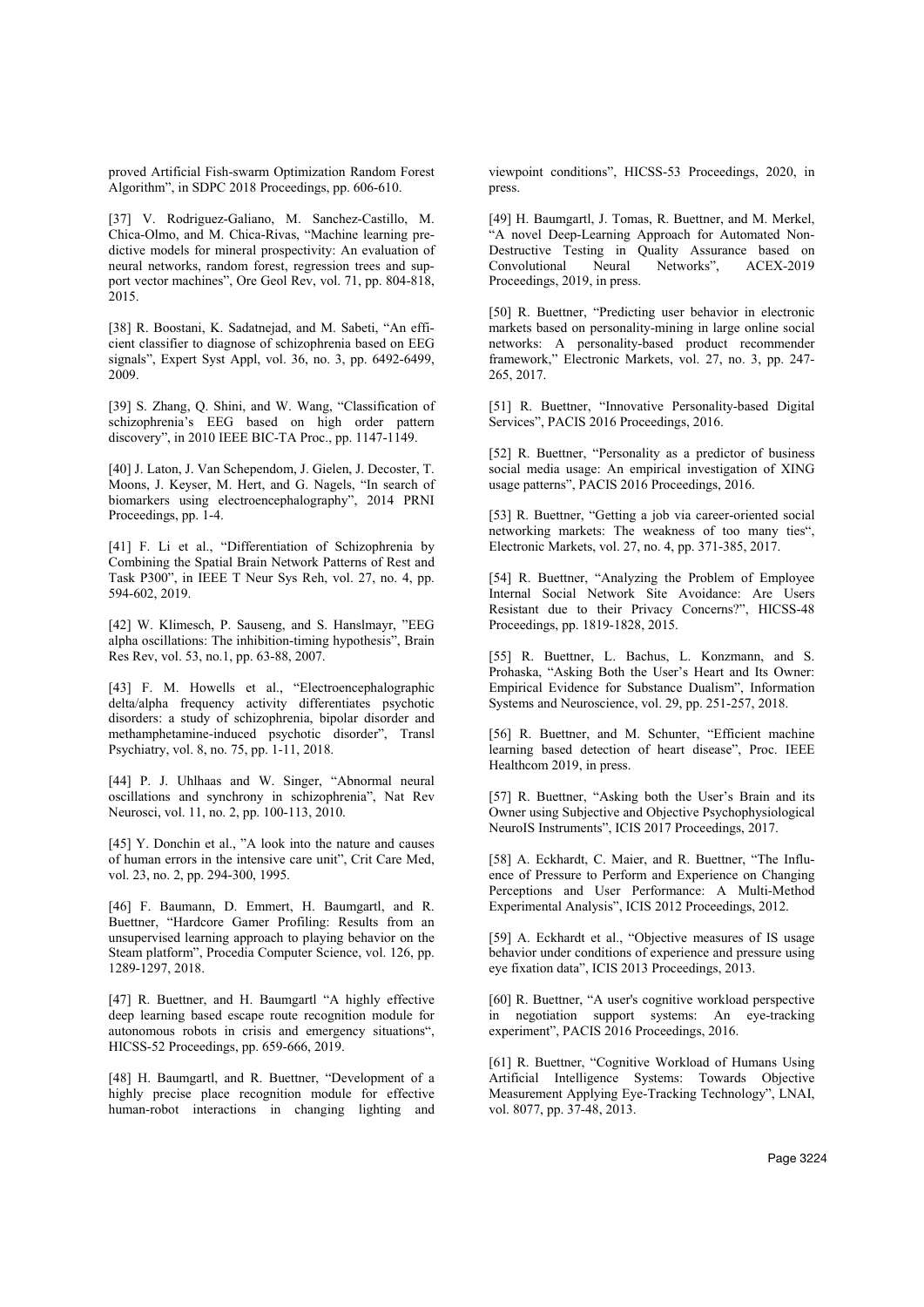proved Artificial Fish-swarm Optimization Random Forest Algorithm", in SDPC 2018 Proceedings, pp. 606-610.

[37] V. Rodriguez-Galiano, M. Sanchez-Castillo, M. Chica-Olmo, and M. Chica-Rivas, "Machine learning predictive models for mineral prospectivity: An evaluation of neural networks, random forest, regression trees and support vector machines", Ore Geol Rev, vol. 71, pp. 804-818, 2015.

[38] R. Boostani, K. Sadatnejad, and M. Sabeti, "An efficient classifier to diagnose of schizophrenia based on EEG signals", Expert Syst Appl, vol. 36, no. 3, pp. 6492-6499, 2009.

[39] S. Zhang, Q. Shini, and W. Wang, "Classification of schizophrenia's EEG based on high order pattern discovery", in 2010 IEEE BIC-TA Proc., pp. 1147-1149.

[40] J. Laton, J. Van Schependom, J. Gielen, J. Decoster, T. Moons, J. Keyser, M. Hert, and G. Nagels, "In search of biomarkers using electroencephalography", 2014 PRNI Proceedings, pp. 1-4.

[41] F. Li et al., "Differentiation of Schizophrenia by Combining the Spatial Brain Network Patterns of Rest and Task P300", in IEEE T Neur Sys Reh, vol. 27, no. 4, pp. 594-602, 2019.

[42] W. Klimesch, P. Sauseng, and S. Hanslmayr, "EEG alpha oscillations: The inhibition-timing hypothesis", Brain Res Rev, vol. 53, no.1, pp. 63-88, 2007.

[43] F. M. Howells et al., "Electroencephalographic delta/alpha frequency activity differentiates psychotic disorders: a study of schizophrenia, bipolar disorder and methamphetamine-induced psychotic disorder", Transl Psychiatry, vol. 8, no. 75, pp. 1-11, 2018.

[44] P. J. Uhlhaas and W. Singer, "Abnormal neural oscillations and synchrony in schizophrenia", Nat Rev Neurosci, vol. 11, no. 2, pp. 100-113, 2010.

[45] Y. Donchin et al., "A look into the nature and causes of human errors in the intensive care unit", Crit Care Med, vol. 23, no. 2, pp. 294-300, 1995.

[46] F. Baumann, D. Emmert, H. Baumgartl, and R. Buettner, "Hardcore Gamer Profiling: Results from an unsupervised learning approach to playing behavior on the Steam platform", Procedia Computer Science, vol. 126, pp. 1289-1297, 2018.

[47] R. Buettner, and H. Baumgartl "A highly effective deep learning based escape route recognition module for autonomous robots in crisis and emergency situations", HICSS-52 Proceedings, pp. 659-666, 2019.

[48] H. Baumgartl, and R. Buettner, "Development of a highly precise place recognition module for effective human-robot interactions in changing lighting and viewpoint conditions", HICSS-53 Proceedings, 2020, in press.

[49] H. Baumgartl, J. Tomas, R. Buettner, and M. Merkel, "A novel Deep-Learning Approach for Automated Non-Destructive Testing in Quality Assurance based on Convolutional Neural Networks", ACEX-2019 Proceedings, 2019, in press.

[50] R. Buettner, "Predicting user behavior in electronic markets based on personality-mining in large online social networks: A personality-based product recommender framework," Electronic Markets, vol. 27, no. 3, pp. 247-265, 2017.

[51] R. Buettner, "Innovative Personality-based Digital Services", PACIS 2016 Proceedings, 2016.

[52] R. Buettner, "Personality as a predictor of business social media usage: An empirical investigation of XING usage patterns", PACIS 2016 Proceedings, 2016.

[53] R. Buettner, "Getting a job via career-oriented social networking markets: The weakness of too many ties", Electronic Markets, vol. 27, no. 4, pp. 371-385, 2017.

[54] R. Buettner, "Analyzing the Problem of Employee Internal Social Network Site Avoidance: Are Users Resistant due to their Privacy Concerns?", HICSS-48 Proceedings, pp. 1819-1828, 2015.

[55] R. Buettner, L. Bachus, L. Konzmann, and S. Prohaska, "Asking Both the User's Heart and Its Owner: Empirical Evidence for Substance Dualism", Information Systems and Neuroscience, vol. 29, pp. 251-257, 2018.

[56] R. Buettner, and M. Schunter, "Efficient machine learning based detection of heart disease", Proc. IEEE Healthcom 2019, in press.

[57] R. Buettner, "Asking both the User's Brain and its Owner using Subjective and Objective Psychophysiological NeuroIS Instruments", ICIS 2017 Proceedings, 2017.

[58] A. Eckhardt, C. Maier, and R. Buettner, "The Influence of Pressure to Perform and Experience on Changing Perceptions and User Performance: A Multi-Method Experimental Analysis", ICIS 2012 Proceedings, 2012.

[59] A. Eckhardt et al., "Objective measures of IS usage behavior under conditions of experience and pressure using eye fixation data", ICIS 2013 Proceedings, 2013.

[60] R. Buettner, "A user's cognitive workload perspective in negotiation support systems: An eye-tracking experiment", PACIS 2016 Proceedings, 2016.

[61] R. Buettner, "Cognitive Workload of Humans Using Artificial Intelligence Systems: Towards Objective Measurement Applying Eye-Tracking Technology", LNAI, vol. 8077, pp. 37-48, 2013.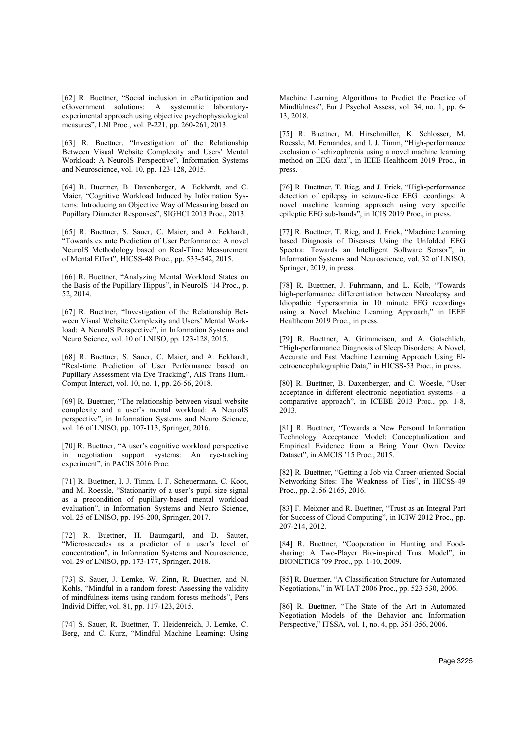[62] R. Buettner, "Social inclusion in eParticipation and eGovernment solutions: A systematic laboratory-experimental approach using objective psychophysiological measures", LNI Proc., vol. P-221, pp. 260-261, 2013.

[63] R. Buettner, "Investigation of the Relationship Between Visual Website Complexity and Users' Mental Workload: A NeuroIS Perspective", Information Systems and Neuroscience, vol. 10, pp. 123-128, 2015.

[64] R. Buettner, B. Daxenberger, A. Eckhardt, and C. Maier, "Cognitive Workload Induced by Information Systems: Introducing an Objective Way of Measuring based on Pupillary Diameter Responses", SIGHCI 2013 Proc., 2013.

[65] R. Buettner, S. Sauer, C. Maier, and A. Eckhardt, "Towards ex ante Prediction of User Performance: A novel NeuroIS Methodology based on Real-Time Measurement of Mental Effort", HICSS-48 Proc., pp. 533-542, 2015.

[66] R. Buettner, "Analyzing Mental Workload States on the Basis of the Pupillary Hippus", in NeuroIS '14 Proc., p. 52, 2014.

[67] R. Buettner, "Investigation of the Relationship Between Visual Website Complexity and Users' Mental Workload: A NeuroIS Perspective", in Information Systems and Neuro Science, vol. 10 of LNISO, pp. 123-128, 2015.

[68] R. Buettner, S. Sauer, C. Maier, and A. Eckhardt, "Real-time Prediction of User Performance based on Pupillary Assessment via Eye Tracking", AIS Trans Hum.-Comput Interact, vol. 10, no. 1, pp. 26-56, 2018.

[69] R. Buettner, "The relationship between visual website complexity and a user's mental workload: A NeuroIS perspective", in Information Systems and Neuro Science, vol. 16 of LNISO, pp. 107-113, Springer, 2016.

[70] R. Buettner, "A user's cognitive workload perspective in negotiation support systems: An eye-tracking experiment", in PACIS 2016 Proc.

[71] R. Buettner, I. J. Timm, I. F. Scheuermann, C. Koot, and M. Roessle, "Stationarity of a user's pupil size signal as a precondition of pupillary-based mental workload evaluation", in Information Systems and Neuro Science, vol. 25 of LNISO, pp. 195-200, Springer, 2017.

[72] R. Buettner, H. Baumgartl, and D. Sauter, "Microsaccades as a predictor of a user's level of concentration", in Information Systems and Neuroscience, vol. 29 of LNISO, pp. 173-177, Springer, 2018.

[73] S. Sauer, J. Lemke, W. Zinn, R. Buettner, and N. Kohls, "Mindful in a random forest: Assessing the validity of mindfulness items using random forests methods", Pers Individ Differ, vol. 81, pp. 117-123, 2015.

[74] S. Sauer, R. Buettner, T. Heidenreich, J. Lemke, C. Berg, and C. Kurz, "Mindful Machine Learning: Using Machine Learning Algorithms to Predict the Practice of Mindfulness", Eur J Psychol Assess, vol. 34, no. 1, pp. 6-13, 2018.

[75] R. Buettner, M. Hirschmiller, K. Schlosser, M. Roessle, M. Fernandes, and I. J. Timm, "High-performance exclusion of schizophrenia using a novel machine learning method on EEG data", in IEEE Healthcom 2019 Proc., in press.

[76] R. Buettner, T. Rieg, and J. Frick, "High-performance detection of epilepsy in seizure-free EEG recordings: A novel machine learning approach using very specific epileptic EEG sub-bands", in ICIS 2019 Proc., in press.

[77] R. Buettner, T. Rieg, and J. Frick, "Machine Learning based Diagnosis of Diseases Using the Unfolded EEG Spectra: Towards an Intelligent Software Sensor", in Information Systems and Neuroscience, vol. 32 of LNISO, Springer, 2019, in press.

[78] R. Buettner, J. Fuhrmann, and L. Kolb, "Towards high-performance differentiation between Narcolepsy and Idiopathic Hypersomnia in 10 minute EEG recordings using a Novel Machine Learning Approach," in IEEE Healthcom 2019 Proc., in press.

[79] R. Buettner, A. Grimmeisen, and A. Gotschlich, "High-performance Diagnosis of Sleep Disorders: A Novel, Accurate and Fast Machine Learning Approach Using Electroencephalographic Data," in HICSS-53 Proc., in press.

[80] R. Buettner, B. Daxenberger, and C. Woesle, "User acceptance in different electronic negotiation systems - a comparative approach", in ICEBE 2013 Proc., pp. 1-8, 2013.

[81] R. Buettner, "Towards a New Personal Information Technology Acceptance Model: Conceptualization and Empirical Evidence from a Bring Your Own Device Dataset", in AMCIS '15 Proc., 2015.

[82] R. Buettner, "Getting a Job via Career-oriented Social Networking Sites: The Weakness of Ties", in HICSS-49 Proc., pp. 2156-2165, 2016.

[83] F. Meixner and R. Buettner, "Trust as an Integral Part for Success of Cloud Computing", in ICIW 2012 Proc., pp. 207-214, 2012.

[84] R. Buettner, "Cooperation in Hunting and Food-sharing: A Two-Player Bio-inspired Trust Model", in BIONETICS '09 Proc., pp. 1-10, 2009.

[85] R. Buettner, "A Classification Structure for Automated Negotiations," in WI-IAT 2006 Proc., pp. 523-530, 2006.

[86] R. Buettner, "The State of the Art in Automated Negotiation Models of the Behavior and Information Perspective," ITSSA, vol. 1, no. 4, pp. 351-356, 2006.